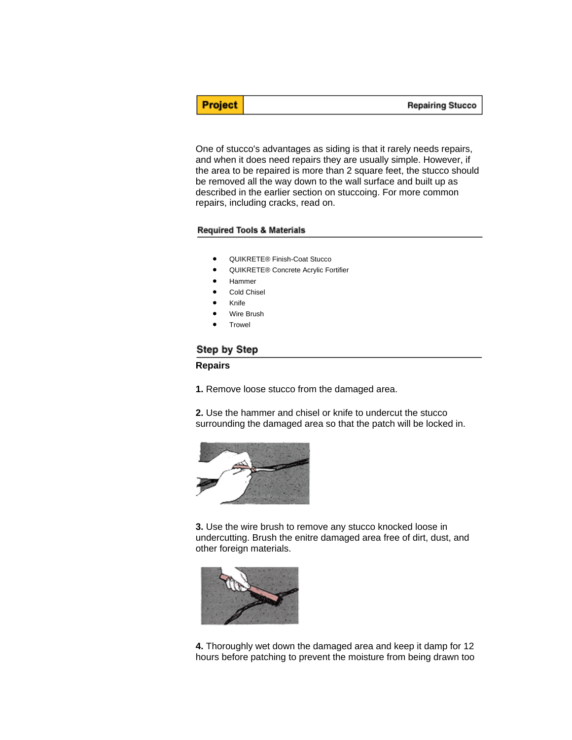**Project** | **Repairing Stucco**

One of stucco's advantages as siding is that it rarely needs repairs, and when it does need repairs they are usually simple. However, if the area to be repaired is more than 2 square feet, the stucco should be removed all the way down to the wall surface and built up as described in the earlier section on stuccoing. For more common repairs, including cracks, read on.

### Required Tools & Materials

- QUIKRETE® Finish-Coat Stucco
- QUIKRETE® Concrete Acrylic Fortifier
- Hammer
- Cold Chisel
- Knife
- Wire Brush
- Trowel

## Step by Step

### Repairs

**1.** Remove loose stucco from the damaged area.

**2.** Use the hammer and chisel or knife to undercut the stucco surrounding the damaged area so that the patch will be locked in.

**3.** Use the wire brush to remove any stucco knocked loose in undercutting. Brush the enitre damaged area free of dirt, dust, and other foreign materials.

**4.** Thoroughly wet down the damaged area and keep it damp for 12 hours before patching to prevent the moisture from being drawn too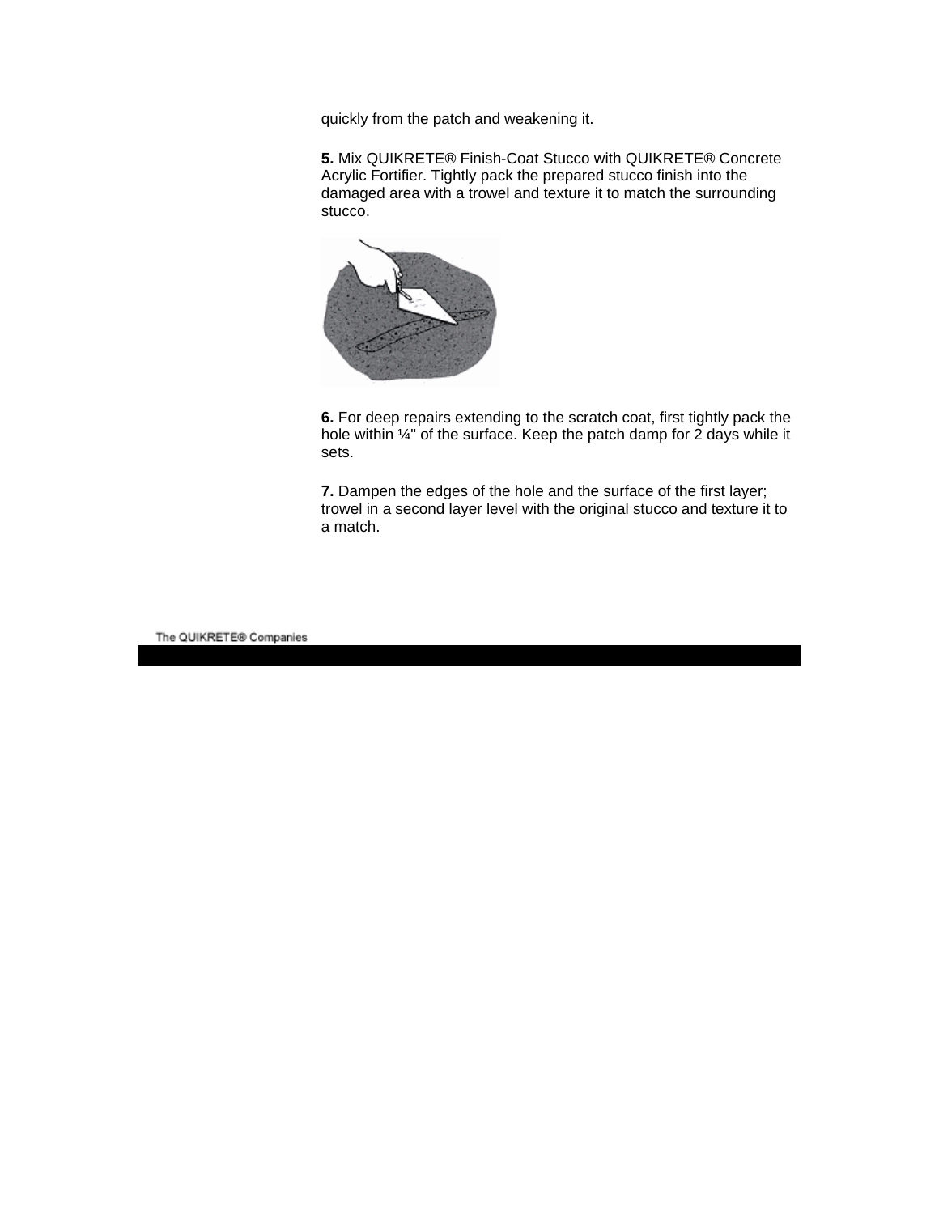quickly from the patch and weakening it.

**5.** Mix QUIKRETE® Finish-Coat Stucco with QUIKRETE® Concrete Acrylic Fortifier. Tightly pack the prepared stucco finish into the damaged area with a trowel and texture it to match the surrounding stucco.

**6.** For deep repairs extending to the scratch coat, first tightly pack the hole within ¼" of the surface. Keep the patch damp for 2 days while it sets.

**7.** Dampen the edges of the hole and the surface of the first layer; trowel in a second layer level with the original stucco and texture it to a match.